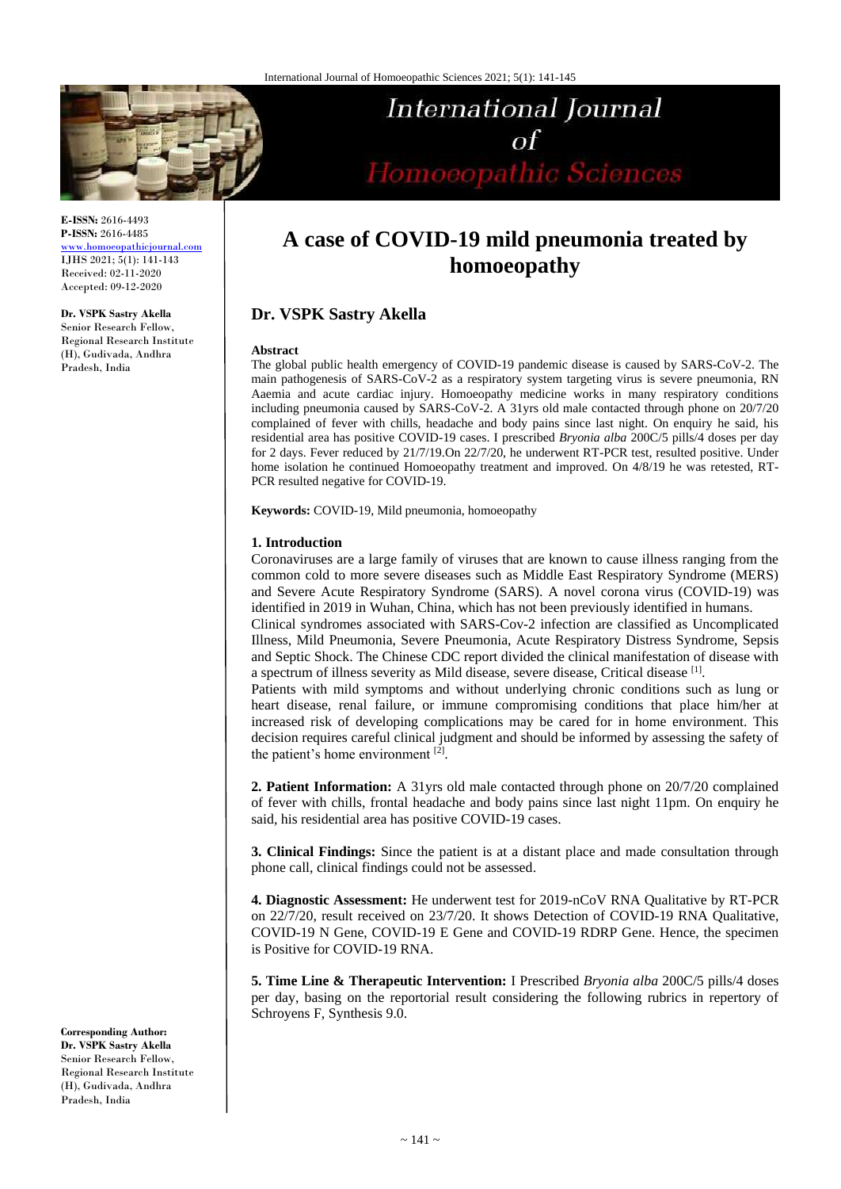# A case of COVID-19 mild pneumonia treated by homoeopathy

## Dr. VSPK Sastry Akella

**E-ISSN:** 2616-4493
**P-ISSN:** 2616-4485
www.homoeopathicjournal.com
IJHS 2021; 5(1): 141-143
Received: 02-11-2020
Accepted: 09-12-2020

**Dr. VSPK Sastry Akella**
Senior Research Fellow, Regional Research Institute (H), Gudivada, Andhra Pradesh, India

**Corresponding Author:**
**Dr. VSPK Sastry Akella**
Senior Research Fellow, Regional Research Institute (H), Gudivada, Andhra Pradesh, India

### Abstract

The global public health emergency of COVID-19 pandemic disease is caused by SARS-CoV-2. The main pathogenesis of SARS-CoV-2 as a respiratory system targeting virus is severe pneumonia, RN Aaemia and acute cardiac injury. Homoeopathy medicine works in many respiratory conditions including pneumonia caused by SARS-CoV-2. A 31yrs old male contacted through phone on 20/7/20 complained of fever with chills, headache and body pains since last night. On enquiry he said, his residential area has positive COVID-19 cases. I prescribed *Bryonia alba* 200C/5 pills/4 doses per day for 2 days. Fever reduced by 21/7/19.On 22/7/20, he underwent RT-PCR test, resulted positive. Under home isolation he continued Homoeopathy treatment and improved. On 4/8/19 he was retested, RT-PCR resulted negative for COVID-19.

**Keywords:** COVID-19, Mild pneumonia, homoeopathy

### 1. Introduction

Coronaviruses are a large family of viruses that are known to cause illness ranging from the common cold to more severe diseases such as Middle East Respiratory Syndrome (MERS) and Severe Acute Respiratory Syndrome (SARS). A novel corona virus (COVID-19) was identified in 2019 in Wuhan, China, which has not been previously identified in humans.

Clinical syndromes associated with SARS-Cov-2 infection are classified as Uncomplicated Illness, Mild Pneumonia, Severe Pneumonia, Acute Respiratory Distress Syndrome, Sepsis and Septic Shock. The Chinese CDC report divided the clinical manifestation of disease with a spectrum of illness severity as Mild disease, severe disease, Critical disease [1].

Patients with mild symptoms and without underlying chronic conditions such as lung or heart disease, renal failure, or immune compromising conditions that place him/her at increased risk of developing complications may be cared for in home environment. This decision requires careful clinical judgment and should be informed by assessing the safety of the patient's home environment [2].

**2. Patient Information:** A 31yrs old male contacted through phone on 20/7/20 complained of fever with chills, frontal headache and body pains since last night 11pm. On enquiry he said, his residential area has positive COVID-19 cases.

**3. Clinical Findings:** Since the patient is at a distant place and made consultation through phone call, clinical findings could not be assessed.

**4. Diagnostic Assessment:** He underwent test for 2019-nCoV RNA Qualitative by RT-PCR on 22/7/20, result received on 23/7/20. It shows Detection of COVID-19 RNA Qualitative, COVID-19 N Gene, COVID-19 E Gene and COVID-19 RDRP Gene. Hence, the specimen is Positive for COVID-19 RNA.

**5. Time Line & Therapeutic Intervention:** I Prescribed *Bryonia alba* 200C/5 pills/4 doses per day, basing on the reportorial result considering the following rubrics in repertory of Schroyens F, Synthesis 9.0.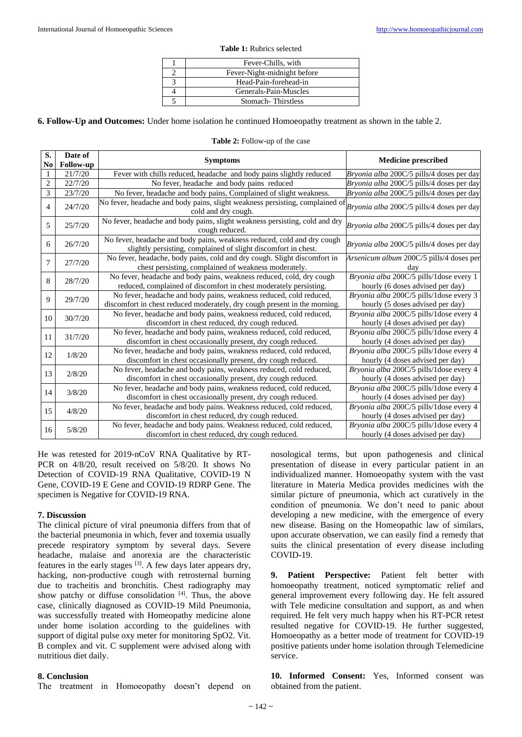**Table 1:** Rubrics selected

| | |
|---|---|
| 1 | Fever-Chills, with |
| 2 | Fever-Night-midnight before |
| 3 | Head-Pain-forehead-in |
| 4 | Generals-Pain-Muscles |
| 5 | Stomach- Thirstless |

**6. Follow-Up and Outcomes:** Under home isolation he continued Homoeopathy treatment as shown in the table 2.

**Table 2:** Follow-up of the case

| S. No | Date of Follow-up | Symptoms | Medicine prescribed |
|---|---|---|---|
| 1 | 21/7/20 | Fever with chills reduced, headache and body pains slightly reduced | *Bryonia alba* 200C/5 pills/4 doses per day |
| 2 | 22/7/20 | No fever, headache and body pains reduced | *Bryonia alba* 200C/5 pills/4 doses per day |
| 3 | 23/7/20 | No fever, headache and body pains, Complained of slight weakness. | *Bryonia alba* 200C/5 pills/4 doses per day |
| 4 | 24/7/20 | No fever, headache and body pains, slight weakness persisting, complained of cold and dry cough. | *Bryonia alba* 200C/5 pills/4 doses per day |
| 5 | 25/7/20 | No fever, headache and body pains, slight weakness persisting, cold and dry cough reduced. | *Bryonia alba* 200C/5 pills/4 doses per day |
| 6 | 26/7/20 | No fever, headache and body pains, weakness reduced, cold and dry cough slightly persisting, complained of slight discomfort in chest. | *Bryonia alba* 200C/5 pills/4 doses per day |
| 7 | 27/7/20 | No fever, headache, body pains, cold and dry cough. Slight discomfort in chest persisting, complained of weakness moderately. | *Arsenicum album* 200C/5 pills/4 doses per day |
| 8 | 28/7/20 | No fever, headache and body pains, weakness reduced, cold, dry cough reduced, complained of discomfort in chest moderately persisting. | *Bryonia alba* 200C/5 pills/1dose every 1 hourly (6 doses advised per day) |
| 9 | 29/7/20 | No fever, headache and body pains, weakness reduced, cold reduced, discomfort in chest reduced moderately, dry cough present in the morning. | *Bryonia alba* 200C/5 pills/1dose every 3 hourly (5 doses advised per day) |
| 10 | 30/7/20 | No fever, headache and body pains, weakness reduced, cold reduced, discomfort in chest reduced, dry cough reduced. | *Bryonia alba* 200C/5 pills/1dose every 4 hourly (4 doses advised per day) |
| 11 | 31/7/20 | No fever, headache and body pains, weakness reduced, cold reduced, discomfort in chest occasionally present, dry cough reduced. | *Bryonia alba* 200C/5 pills/1dose every 4 hourly (4 doses advised per day) |
| 12 | 1/8/20 | No fever, headache and body pains, weakness reduced, cold reduced, discomfort in chest occasionally present, dry cough reduced. | *Bryonia alba* 200C/5 pills/1dose every 4 hourly (4 doses advised per day) |
| 13 | 2/8/20 | No fever, headache and body pains, weakness reduced, cold reduced, discomfort in chest occasionally present, dry cough reduced. | *Bryonia alba* 200C/5 pills/1dose every 4 hourly (4 doses advised per day) |
| 14 | 3/8/20 | No fever, headache and body pains, weakness reduced, cold reduced, discomfort in chest occasionally present, dry cough reduced. | *Bryonia alba* 200C/5 pills/1dose every 4 hourly (4 doses advised per day) |
| 15 | 4/8/20 | No fever, headache and body pains. Weakness reduced, cold reduced, discomfort in chest reduced, dry cough reduced. | *Bryonia alba* 200C/5 pills/1dose every 4 hourly (4 doses advised per day) |
| 16 | 5/8/20 | No fever, headache and body pains. Weakness reduced, cold reduced, discomfort in chest reduced, dry cough reduced. | *Bryonia alba* 200C/5 pills/1dose every 4 hourly (4 doses advised per day) |

He was retested for 2019-nCoV RNA Qualitative by RT-PCR on 4/8/20, result received on 5/8/20. It shows No Detection of COVID-19 RNA Qualitative, COVID-19 N Gene, COVID-19 E Gene and COVID-19 RDRP Gene. The specimen is Negative for COVID-19 RNA.

## 7. Discussion

The clinical picture of viral pneumonia differs from that of the bacterial pneumonia in which, fever and toxemia usually precede respiratory symptom by several days. Severe headache, malaise and anorexia are the characteristic features in the early stages [3]. A few days later appears dry, hacking, non-productive cough with retrosternal burning due to tracheitis and bronchitis. Chest radiography may show patchy or diffuse consolidation [4]. Thus, the above case, clinically diagnosed as COVID-19 Mild Pneumonia, was successfully treated with Homeopathy medicine alone under home isolation according to the guidelines with support of digital pulse oxy meter for monitoring SpO2. Vit. B complex and vit. C supplement were advised along with nutritious diet daily.

## 8. Conclusion

The treatment in Homoeopathy doesn't depend on nosological terms, but upon pathogenesis and clinical presentation of disease in every particular patient in an individualized manner. Homoeopathy system with the vast literature in Materia Medica provides medicines with the similar picture of pneumonia, which act curatively in the condition of pneumonia. We don't need to panic about developing a new medicine, with the emergence of every new disease. Basing on the Homeopathic law of similars, upon accurate observation, we can easily find a remedy that suits the clinical presentation of every disease including COVID-19.

**9. Patient Perspective:** Patient felt better with homoeopathy treatment, noticed symptomatic relief and general improvement every following day. He felt assured with Tele medicine consultation and support, as and when required. He felt very much happy when his RT-PCR retest resulted negative for COVID-19. He further suggested, Homoeopathy as a better mode of treatment for COVID-19 positive patients under home isolation through Telemedicine service.

**10. Informed Consent:** Yes, Informed consent was obtained from the patient.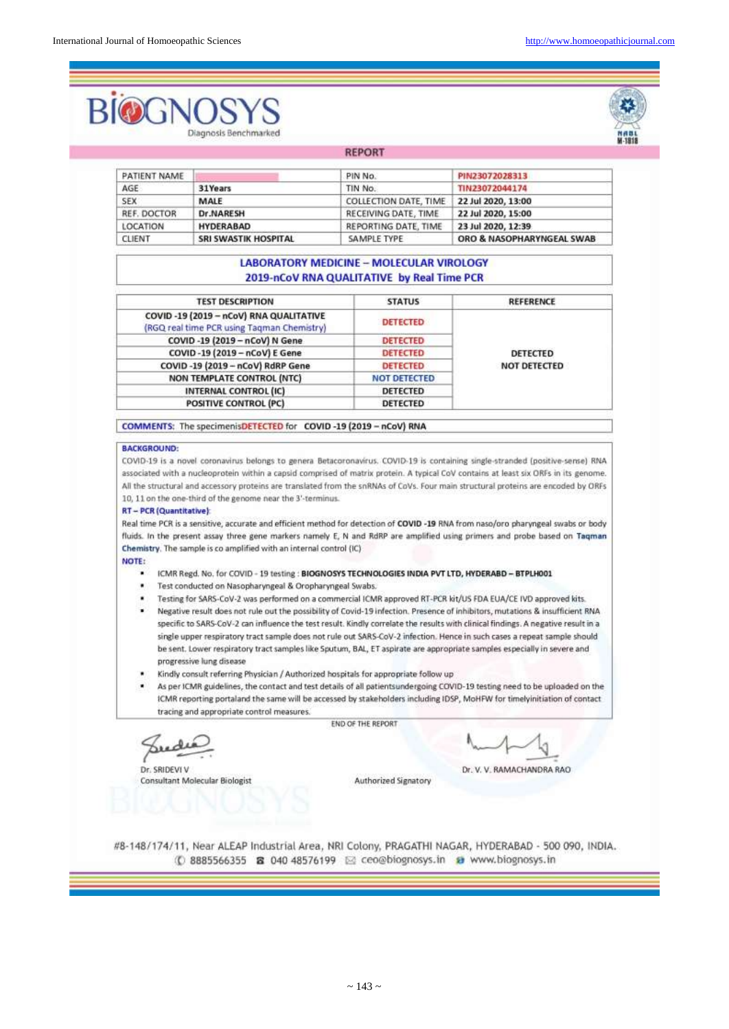# BIOGNOSYS

Diagnosis Benchmarked

NABL M-1818

## REPORT

| PATIENT NAME | | PIN No. | PIN23072028313 |
|---|---|---|---|
| AGE | 31Years | TIN No. | TIN23072044174 |
| SEX | MALE | COLLECTION DATE, TIME | 22 Jul 2020, 13:00 |
| REF. DOCTOR | Dr.NARESH | RECEIVING DATE, TIME | 22 Jul 2020, 15:00 |
| LOCATION | HYDERABAD | REPORTING DATE, TIME | 23 Jul 2020, 12:39 |
| CLIENT | SRI SWASTIK HOSPITAL | SAMPLE TYPE | ORO & NASOPHARYNGEAL SWAB |

### LABORATORY MEDICINE – MOLECULAR VIROLOGY
### 2019-nCoV RNA QUALITATIVE by Real Time PCR

| TEST DESCRIPTION | STATUS | REFERENCE |
|---|---|---|
| COVID -19 (2019 – nCoV) RNA QUALITATIVE (RGQ real time PCR using Taqman Chemistry) | DETECTED | DETECTED NOT DETECTED |
| COVID -19 (2019 – nCoV) N Gene | DETECTED | |
| COVID -19 (2019 – nCoV) E Gene | DETECTED | |
| COVID -19 (2019 – nCoV) RdRP Gene | DETECTED | |
| NON TEMPLATE CONTROL (NTC) | NOT DETECTED | |
| INTERNAL CONTROL (IC) | DETECTED | |
| POSITIVE CONTROL (PC) | DETECTED | |

**COMMENTS:** The specimenisDETECTED for **COVID -19 (2019 – nCoV) RNA**

**BACKGROUND:**

COVID-19 is a novel coronavirus belongs to genera Betacoronavirus. COVID-19 is containing single-stranded (positive-sense) RNA associated with a nucleoprotein within a capsid comprised of matrix protein. A typical CoV contains at least six ORFs in its genome. All the structural and accessory proteins are translated from the snRNAs of CoVs. Four main structural proteins are encoded by ORFs 10, 11 on the one-third of the genome near the 3'-terminus.

**RT – PCR (Quantitative):**

Real time PCR is a sensitive, accurate and efficient method for detection of **COVID -19** RNA from naso/oro pharyngeal swabs or body fluids. In the present assay three gene markers namely E, N and RdRP are amplified using primers and probe based on **Taqman Chemistry**. The sample is co amplified with an internal control (IC)

**NOTE:**

- ICMR Regd. No. for COVID - 19 testing : **BIOGNOSYS TECHNOLOGIES INDIA PVT LTD, HYDERABD – BTPLH001**
- Test conducted on Nasopharyngeal & Oropharyngeal Swabs.
- Testing for SARS-CoV-2 was performed on a commercial ICMR approved RT-PCR kit/US FDA EUA/CE IVD approved kits.
- Negative result does not rule out the possibility of Covid-19 infection. Presence of inhibitors, mutations & insufficient RNA specific to SARS-CoV-2 can influence the test result. Kindly correlate the results with clinical findings. A negative result in a single upper respiratory tract sample does not rule out SARS-CoV-2 infection. Hence in such cases a repeat sample should be sent. Lower respiratory tract samples like Sputum, BAL, ET aspirate are appropriate samples especially in severe and progressive lung disease
- Kindly consult referring Physician / Authorized hospitals for appropriate follow up
- As per ICMR guidelines, the contact and test details of all patientsundergoing COVID-19 testing need to be uploaded on the ICMR reporting portaland the same will be accessed by stakeholders including IDSP, MoHFW for timelyinitiation of contact tracing and appropriate control measures.

END OF THE REPORT

Dr. SRIDEVI V
Consultant Molecular Biologist

Authorized Signatory

Dr. V. V. RAMACHANDRA RAO

#8-148/174/11, Near ALEAP Industrial Area, NRI Colony, PRAGATHI NAGAR, HYDERABAD - 500 090, INDIA.
8885566355 040 48576199 ceo@biognosys.in www.biognosys.in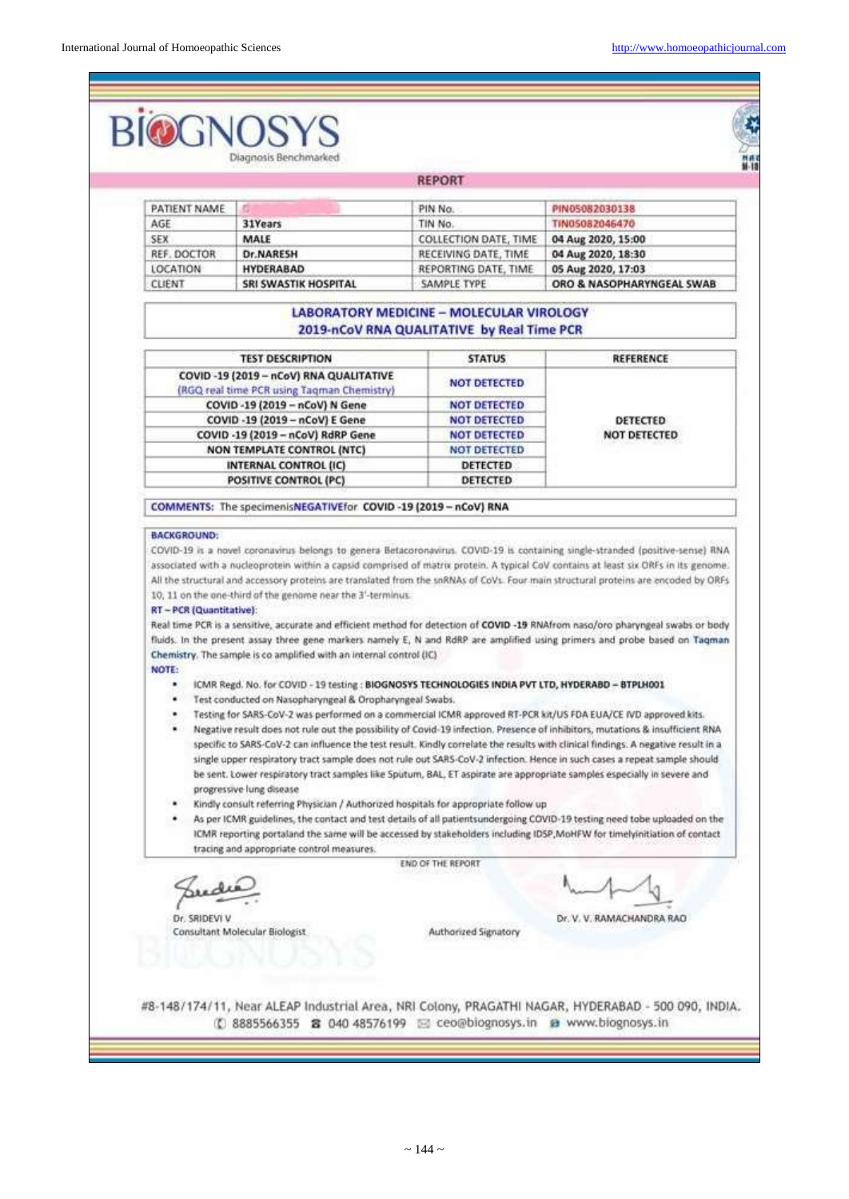# BIOGNOSYS

Diagnosis Benchmarked

## REPORT

| PATIENT NAME | | PIN No. | PIN05082030138 |
|---|---|---|---|
| AGE | 31Years | TIN No. | TIN05082046470 |
| SEX | MALE | COLLECTION DATE, TIME | 04 Aug 2020, 15:00 |
| REF. DOCTOR | Dr.NARESH | RECEIVING DATE, TIME | 04 Aug 2020, 18:30 |
| LOCATION | HYDERABAD | REPORTING DATE, TIME | 05 Aug 2020, 17:03 |
| CLIENT | SRI SWASTIK HOSPITAL | SAMPLE TYPE | ORO & NASOPHARYNGEAL SWAB |

### LABORATORY MEDICINE – MOLECULAR VIROLOGY
### 2019-nCoV RNA QUALITATIVE by Real Time PCR

| TEST DESCRIPTION | STATUS | REFERENCE |
|---|---|---|
| COVID -19 (2019 – nCoV) RNA QUALITATIVE (RGQ real time PCR using Taqman Chemistry) | NOT DETECTED | DETECTED NOT DETECTED |
| COVID -19 (2019 – nCoV) N Gene | NOT DETECTED | |
| COVID -19 (2019 – nCoV) E Gene | NOT DETECTED | |
| COVID -19 (2019 – nCoV) RdRP Gene | NOT DETECTED | |
| NON TEMPLATE CONTROL (NTC) | NOT DETECTED | |
| INTERNAL CONTROL (IC) | DETECTED | |
| POSITIVE CONTROL (PC) | DETECTED | |

**COMMENTS:** The specimenis**NEGATIVE**for **COVID -19 (2019 – nCoV) RNA**

**BACKGROUND:**

COVID-19 is a novel coronavirus belongs to genera Betacoronavirus. COVID-19 is containing single-stranded (positive-sense) RNA associated with a nucleoprotein within a capsid comprised of matrix protein. A typical CoV contains at least six ORFs in its genome. All the structural and accessory proteins are translated from the snRNAs of CoVs. Four main structural proteins are encoded by ORFs 10, 11 on the one-third of the genome near the 3'-terminus.

**RT – PCR (Quantitative):**

Real time PCR is a sensitive, accurate and efficient method for detection of **COVID -19** RNAfrom naso/oro pharyngeal swabs or body fluids. In the present assay three gene markers namely E, N and RdRP are amplified using primers and probe based on **Taqman Chemistry**. The sample is co amplified with an internal control (IC)

**NOTE:**

- ICMR Regd. No. for COVID - 19 testing : **BIOGNOSYS TECHNOLOGIES INDIA PVT LTD, HYDERABD – BTPLH001**
- Test conducted on Nasopharyngeal & Oropharyngeal Swabs.
- Testing for SARS-CoV-2 was performed on a commercial ICMR approved RT-PCR kit/US FDA EUA/CE IVD approved kits.
- Negative result does not rule out the possibility of Covid-19 infection. Presence of inhibitors, mutations & insufficient RNA specific to SARS-CoV-2 can influence the test result. Kindly correlate the results with clinical findings. A negative result in a single upper respiratory tract sample does not rule out SARS-CoV-2 infection. Hence in such cases a repeat sample should be sent. Lower respiratory tract samples like Sputum, BAL, ET aspirate are appropriate samples especially in severe and progressive lung disease
- Kindly consult referring Physician / Authorized hospitals for appropriate follow up
- As per ICMR guidelines, the contact and test details of all patientsundergoing COVID-19 testing need tobe uploaded on the ICMR reporting portaland the same will be accessed by stakeholders including IDSP,MoHFW for timelyinitiation of contact tracing and appropriate control measures.

END OF THE REPORT

Dr. SRIDEVI V
Consultant Molecular Biologist

Authorized Signatory

Dr. V. V. RAMACHANDRA RAO

#8-148/174/11, Near ALEAP Industrial Area, NRI Colony, PRAGATHI NAGAR, HYDERABAD - 500 090, INDIA.
8885566355 | 040 48576199 | ceo@biognosys.in | www.biognosys.in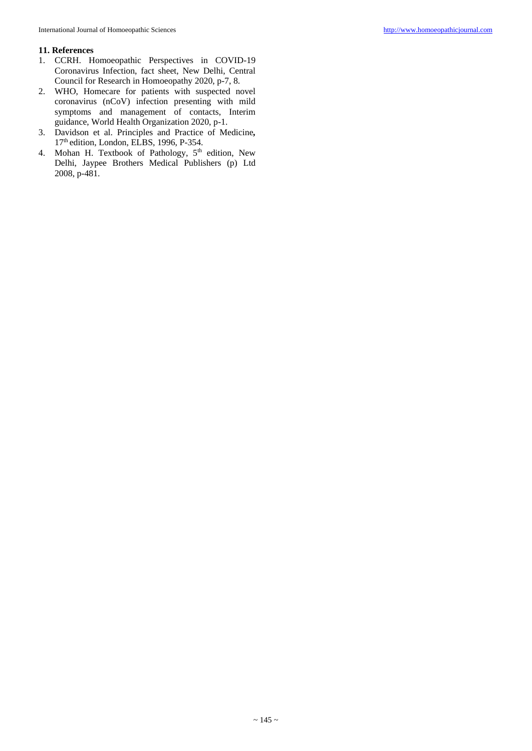## 11. References

1. CCRH. Homoeopathic Perspectives in COVID-19 Coronavirus Infection, fact sheet, New Delhi, Central Council for Research in Homoeopathy 2020, p-7, 8.
2. WHO, Homecare for patients with suspected novel coronavirus (nCoV) infection presenting with mild symptoms and management of contacts, Interim guidance, World Health Organization 2020, p-1.
3. Davidson et al. Principles and Practice of Medicine**,** 17th edition, London, ELBS, 1996, P-354.
4. Mohan H. Textbook of Pathology, 5th edition, New Delhi, Jaypee Brothers Medical Publishers (p) Ltd 2008, p-481.